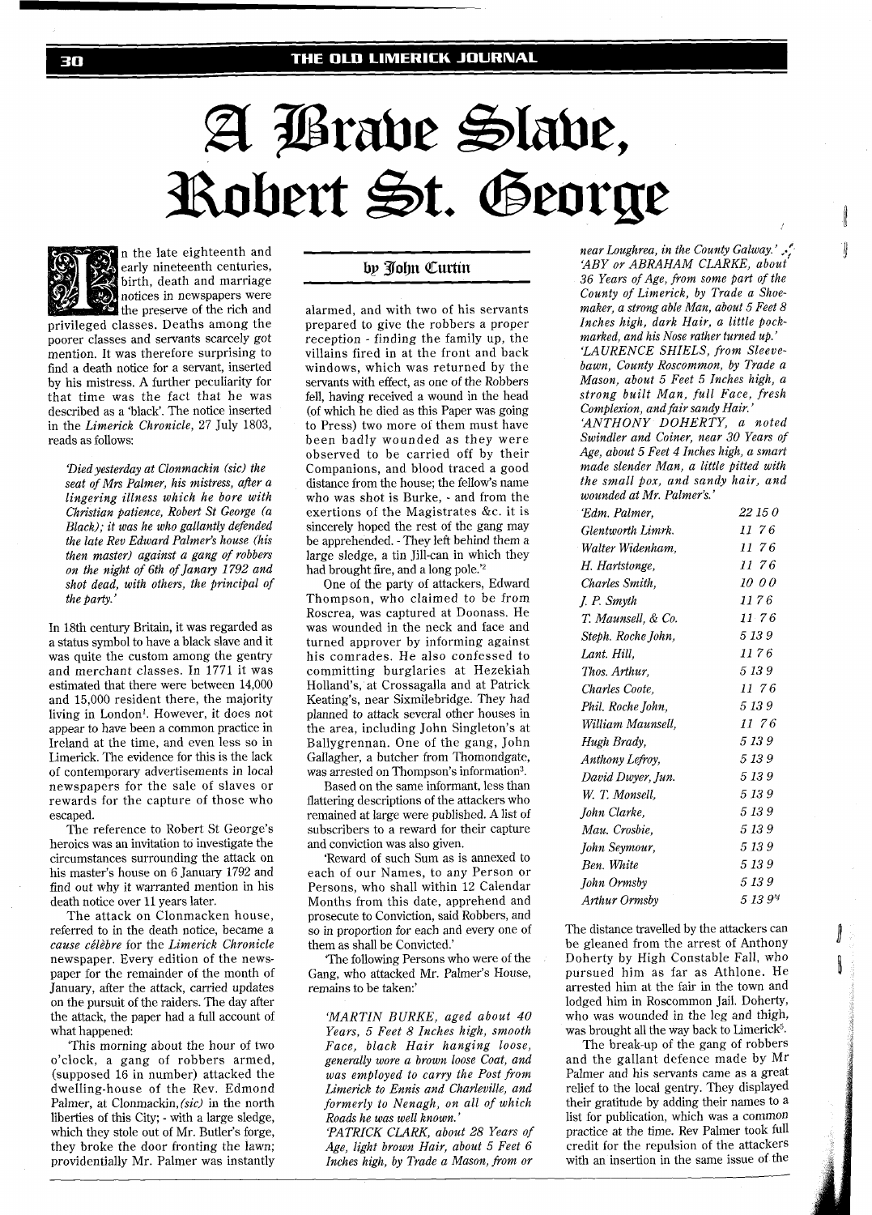# A Brave Slave, Robert St. George

by John Curtin

In the late eighteenth and early nineteenth centuries, birth, death and marriage notices in newspapers were the preserve of the rich and privileged classes. Deaths among the poorer classes and servants scarcely got mention. It was therefore surprising to find a death notice for a servant, inserted by his mistress. A further peculiarity for that time was the fact that he was described as a 'black'. The notice inserted in the *Limerick Chronicle*, 27 July 1803, reads as follows:

*'Died yesterday at Clonmackin (sic) the seat of Mrs Palmer, his mistress, after a lingering illness which he bore with Christian patience, Robert St George (a Black); it was he who gallantly defended the late Rev Edward Palmer's house (his then master) against a gang of robbers on the night of 6th of Janary 1792 and shot dead, with others, the principal of the party.'*

In 18th century Britain, it was regarded as a status symbol to have a black slave and it was quite the custom among the gentry and merchant classes. In 1771 it was estimated that there were between 14,000 and 15,000 resident there, the majority living in London[1]. However, it does not appear to have been a common practice in Ireland at the time, and even less so in Limerick. The evidence for this is the lack of contemporary advertisements in local newspapers for the sale of slaves or rewards for the capture of those who escaped.

The reference to Robert St George's heroics was an invitation to investigate the circumstances surrounding the attack on his master's house on 6 January 1792 and find out why it warranted mention in his death notice over 11 years later.

The attack on Clonmacken house, referred to in the death notice, became a *cause célèbre* for the *Limerick Chronicle* newspaper. Every edition of the newspaper for the remainder of the month of January, after the attack, carried updates on the pursuit of the raiders. The day after the attack, the paper had a full account of what happened:

'This morning about the hour of two o'clock, a gang of robbers armed, (supposed 16 in number) attacked the dwelling-house of the Rev. Edmond Palmer, at Clonmackin,*(sic)* in the north liberties of this City; - with a large sledge, which they stole out of Mr. Butler's forge, they broke the door fronting the lawn; providentially Mr. Palmer was instantly alarmed, and with two of his servants prepared to give the robbers a proper reception - finding the family up, the villains fired in at the front and back windows, which was returned by the servants with effect, as one of the Robbers fell, having received a wound in the head (of which he died as this Paper was going to Press) two more of them must have been badly wounded as they were observed to be carried off by their Companions, and blood traced a good distance from the house; the fellow's name who was shot is Burke, - and from the exertions of the Magistrates &c. it is sincerely hoped the rest of the gang may be apprehended. - They left behind them a large sledge, a tin Jill-can in which they had brought fire, and a long pole.'[2]

One of the party of attackers, Edward Thompson, who claimed to be from Roscrea, was captured at Doonass. He was wounded in the neck and face and turned approver by informing against his comrades. He also confessed to committing burglaries at Hezekiah Holland's, at Crossagalla and at Patrick Keating's, near Sixmilebridge. They had planned to attack several other houses in the area, including John Singleton's at Ballygrennan. One of the gang, John Gallagher, a butcher from Thomondgate, was arrested on Thompson's information[3].

Based on the same informant, less than flattering descriptions of the attackers who remained at large were published. A list of subscribers to a reward for their capture and conviction was also given.

'Reward of such Sum as is annexed to each of our Names, to any Person or Persons, who shall within 12 Calendar Months from this date, apprehend and prosecute to Conviction, said Robbers, and so in proportion for each and every one of them as shall be Convicted.'

'The following Persons who were of the Gang, who attacked Mr. Palmer's House, remains to be taken:'

*'MARTIN BURKE, aged about 40 Years, 5 Feet 8 Inches high, smooth Face, black Hair hanging loose, generally wore a brown loose Coat, and was employed to carry the Post from Limerick to Ennis and Charleville, and formerly to Nenagh, on all of which Roads he was well known.'*

*'PATRICK CLARK, about 28 Years of Age, light brown Hair, about 5 Feet 6 Inches high, by Trade a Mason, from or near Loughrea, in the County Galway.'*

*'ABY or ABRAHAM CLARKE, about 36 Years of Age, from some part of the County of Limerick, by Trade a Shoemaker, a strong able Man, about 5 Feet 8 Inches high, dark Hair, a little pockmarked, and his Nose rather turned up.'*

*'LAURENCE SHIELS, from Sleevebawn, County Roscommon, by Trade a Mason, about 5 Feet 5 Inches high, a strong built Man, full Face, fresh Complexion, and fair sandy Hair.'*

*'ANTHONY DOHERTY, a noted Swindler and Coiner, near 30 Years of Age, about 5 Feet 4 Inches high, a smart made slender Man, a little pitted with the small pox, and sandy hair, and wounded at Mr. Palmer's.'*

| | |
|---|---|
| *'Edm. Palmer,* | *22 15 0* |
| *Glentworth Limrk.* | *11 7 6* |
| *Walter Widenham,* | *11 7 6* |
| *H. Hartstonge,* | *11 7 6* |
| *Charles Smith,* | *10 0 0* |
| *J. P. Smyth* | *11 7 6* |
| *T. Maunsell, & Co.* | *11 7 6* |
| *Steph. Roche John,* | *5 13 9* |
| *Lant. Hill,* | *11 7 6* |
| *Thos. Arthur,* | *5 13 9* |
| *Charles Coote,* | *11 7 6* |
| *Phil. Roche John,* | *5 13 9* |
| *William Maunsell,* | *11 7 6* |
| *Hugh Brady,* | *5 13 9* |
| *Anthony Lefroy,* | *5 13 9* |
| *David Dwyer, Jun.* | *5 13 9* |
| *W. T. Monsell,* | *5 13 9* |
| *John Clarke,* | *5 13 9* |
| *Mau. Crosbie,* | *5 13 9* |
| *John Seymour,* | *5 13 9* |
| *Ben. White* | *5 13 9* |
| *John Ormsby* | *5 13 9* |
| *Arthur Ormsby* | *5 13 9'*[4] |

The distance travelled by the attackers can be gleaned from the arrest of Anthony Doherty by High Constable Fall, who pursued him as far as Athlone. He arrested him at the fair in the town and lodged him in Roscommon Jail. Doherty, who was wounded in the leg and thigh, was brought all the way back to Limerick[5].

The break-up of the gang of robbers and the gallant defence made by Mr Palmer and his servants came as a great relief to the local gentry. They displayed their gratitude by adding their names to a list for publication, which was a common practice at the time. Rev Palmer took full credit for the repulsion of the attackers with an insertion in the same issue of the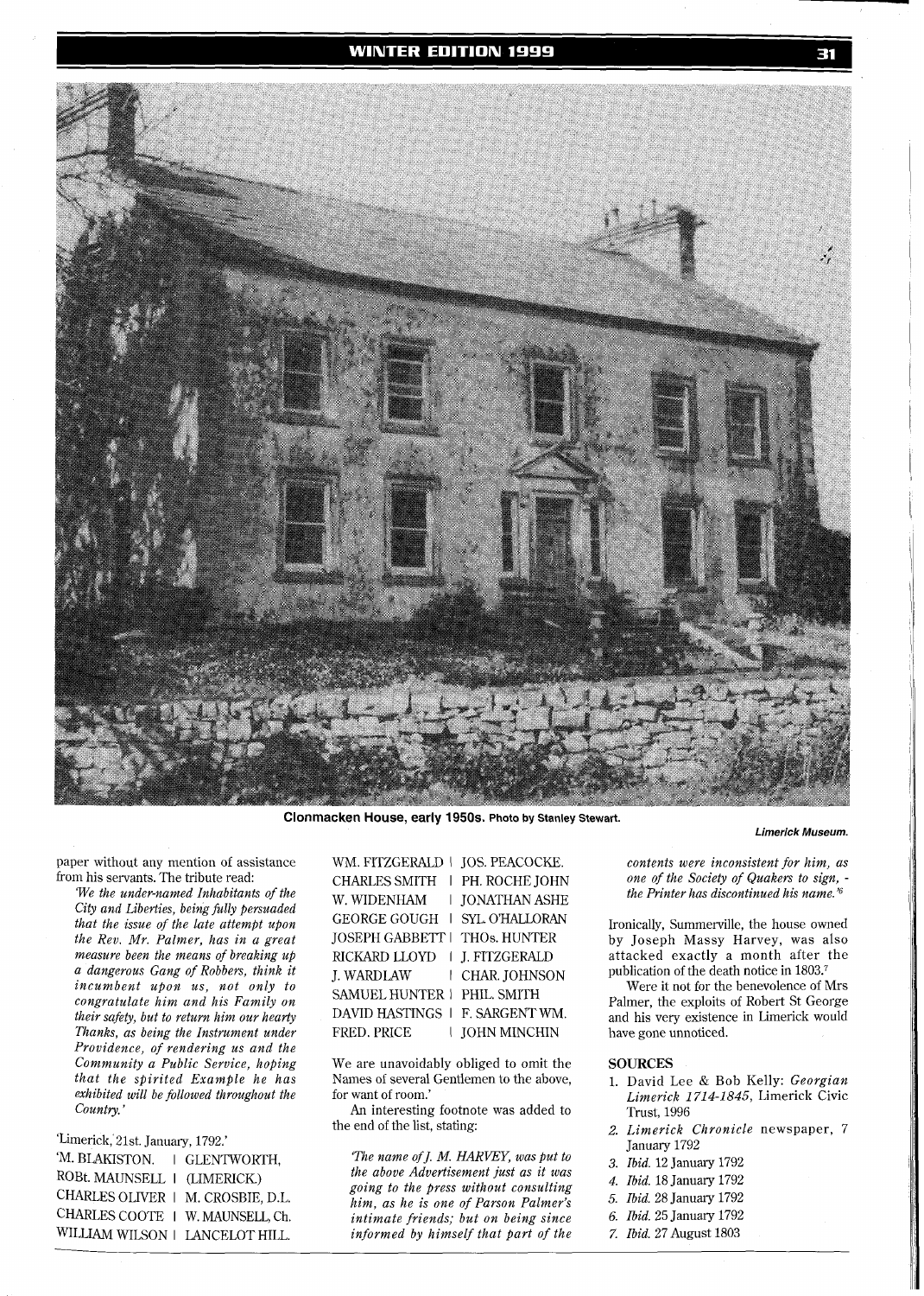Clonmacken House, early 1950s. Photo by Stanley Stewart.

*Limerick Museum.*

paper without any mention of assistance from his servants. The tribute read:

> *'We the under-named Inhabitants of the City and Liberties, being fully persuaded that the issue of the late attempt upon the Rev. Mr. Palmer, has in a great measure been the means of breaking up a dangerous Gang of Robbers, think it incumbent upon us, not only to congratulate him and his Family on their safety, but to return him our hearty Thanks, as being the Instrument under Providence, of rendering us and the Community a Public Service, hoping that the spirited Example he has exhibited will be followed throughout the Country.'*

'Limerick, 21st. January, 1792.'

| | |
|---|---|
| 'M. BLAKISTON. | GLENTWORTH, |
| ROBt. MAUNSELL | (LIMERICK.) |
| CHARLES OLIVER | M. CROSBIE, D.L. |
| CHARLES COOTE | W. MAUNSELL, Ch. |
| WILLIAM WILSON | LANCELOT HILL. |
| WM. FITZGERALD | JOS. PEACOCKE. |
| CHARLES SMITH | PH. ROCHE JOHN |
| W. WIDENHAM | JONATHAN ASHE |
| GEORGE GOUGH | SYL. O'HALLORAN |
| JOSEPH GABBETT | THOs. HUNTER |
| RICKARD LLOYD | J. FITZGERALD |
| J. WARDLAW | CHAR. JOHNSON |
| SAMUEL HUNTER | PHIL. SMITH |
| DAVID HASTINGS | F. SARGENT WM. |
| FRED. PRICE | JOHN MINCHIN |

We are unavoidably obliged to omit the Names of several Gentlemen to the above, for want of room.'

An interesting footnote was added to the end of the list, stating:

> *'The name of J. M. HARVEY, was put to the above Advertisement just as it was going to the press without consulting him, as he is one of Parson Palmer's intimate friends; but on being since informed by himself that part of the contents were inconsistent for him, as one of the Society of Quakers to sign, - the Printer has discontinued his name.'*[6]

Ironically, Summerville, the house owned by Joseph Massy Harvey, was also attacked exactly a month after the publication of the death notice in 1803.[7]

Were it not for the benevolence of Mrs Palmer, the exploits of Robert St George and his very existence in Limerick would have gone unnoticed.

## SOURCES

1. David Lee & Bob Kelly: *Georgian Limerick 1714-1845*, Limerick Civic Trust, 1996
2. *Limerick Chronicle* newspaper, 7 January 1792
3. *Ibid.* 12 January 1792
4. *Ibid.* 18 January 1792
5. *Ibid.* 28 January 1792
6. *Ibid.* 25 January 1792
7. *Ibid.* 27 August 1803